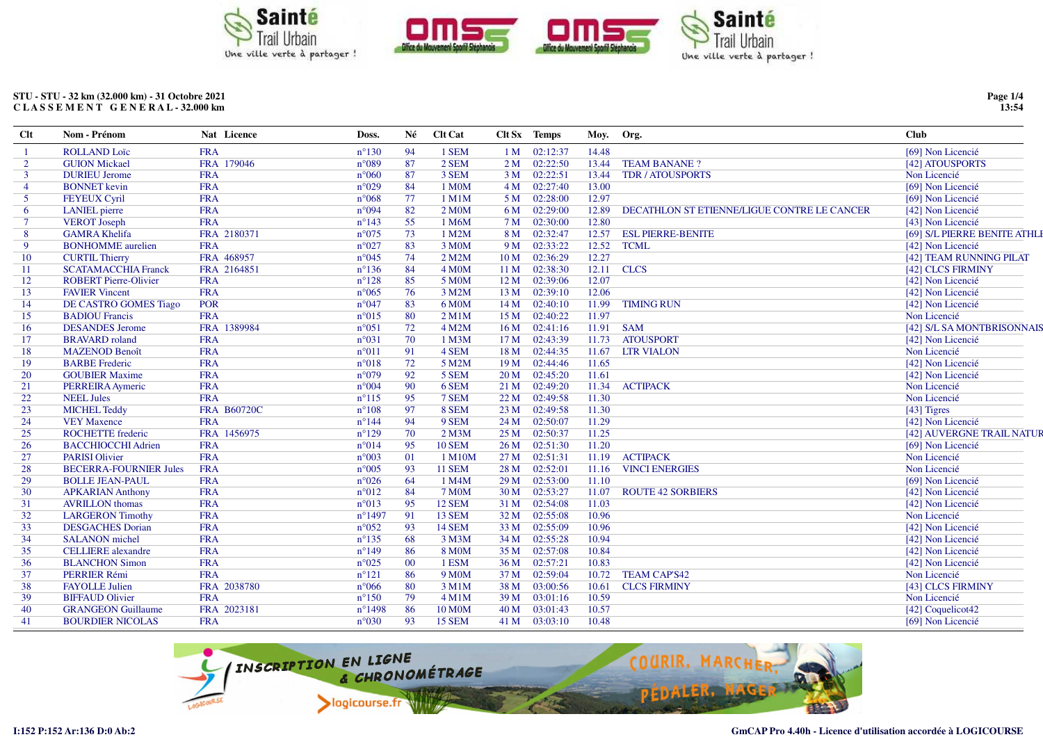STU - STU - 32 km (32.000 km) - 31 Octobre 2021
C L A S S E M E N T   G E N E R A L - 32.000 km

| Clt | Nom - Prénom | Nat | Licence | Doss. | Né | Clt Cat | Clt Sx | Temps | Moy. | Org. | Club |
|---|---|---|---|---|---|---|---|---|---|---|---|
| 1 | ROLLAND Loïc | FRA | | n°130 | 94 | 1 SEM | 1 M | 02:12:37 | 14.48 | | [69] Non Licencié |
| 2 | GUION Mickael | FRA | 179046 | n°089 | 87 | 2 SEM | 2 M | 02:22:50 | 13.44 | TEAM BANANE ? | [42] ATOUSPORTS |
| 3 | DURIEU Jerome | FRA | | n°060 | 87 | 3 SEM | 3 M | 02:22:51 | 13.44 | TDR / ATOUSPORTS | Non Licencié |
| 4 | BONNET kevin | FRA | | n°029 | 84 | 1 M0M | 4 M | 02:27:40 | 13.00 | | [69] Non Licencié |
| 5 | FEYEUX Cyril | FRA | | n°068 | 77 | 1 M1M | 5 M | 02:28:00 | 12.97 | | [69] Non Licencié |
| 6 | LANIEL pierre | FRA | | n°094 | 82 | 2 M0M | 6 M | 02:29:00 | 12.89 | DECATHLON ST ETIENNE/LIGUE CONTRE LE CANCER | [42] Non Licencié |
| 7 | VEROT Joseph | FRA | | n°143 | 55 | 1 M6M | 7 M | 02:30:00 | 12.80 | | [43] Non Licencié |
| 8 | GAMRA Khelifa | FRA | 2180371 | n°075 | 73 | 1 M2M | 8 M | 02:32:47 | 12.57 | ESL PIERRE-BENITE | [69] S/L PIERRE BENITE ATHLE |
| 9 | BONHOMME aurelien | FRA | | n°027 | 83 | 3 M0M | 9 M | 02:33:22 | 12.52 | TCML | [42] Non Licencié |
| 10 | CURTIL Thierry | FRA | 468957 | n°045 | 74 | 2 M2M | 10 M | 02:36:29 | 12.27 | | [42] TEAM RUNNING PILAT |
| 11 | SCATAMACCHIA Franck | FRA | 2164851 | n°136 | 84 | 4 M0M | 11 M | 02:38:30 | 12.11 | CLCS | [42] CLCS FIRMINY |
| 12 | ROBERT Pierre-Olivier | FRA | | n°128 | 85 | 5 M0M | 12 M | 02:39:06 | 12.07 | | [42] Non Licencié |
| 13 | FAVIER Vincent | FRA | | n°065 | 76 | 3 M2M | 13 M | 02:39:10 | 12.06 | | [42] Non Licencié |
| 14 | DE CASTRO GOMES Tiago | POR | | n°047 | 83 | 6 M0M | 14 M | 02:40:10 | 11.99 | TIMING RUN | [42] Non Licencié |
| 15 | BADIOU Francis | FRA | | n°015 | 80 | 2 M1M | 15 M | 02:40:22 | 11.97 | | Non Licencié |
| 16 | DESANDES Jerome | FRA | 1389984 | n°051 | 72 | 4 M2M | 16 M | 02:41:16 | 11.91 | SAM | [42] S/L SA MONTBRISONNAIS |
| 17 | BRAVARD roland | FRA | | n°031 | 70 | 1 M3M | 17 M | 02:43:39 | 11.73 | ATOUSPORT | [42] Non Licencié |
| 18 | MAZENOD Benoît | FRA | | n°011 | 91 | 4 SEM | 18 M | 02:44:35 | 11.67 | LTR VIALON | Non Licencié |
| 19 | BARBE Frederic | FRA | | n°018 | 72 | 5 M2M | 19 M | 02:44:46 | 11.65 | | [42] Non Licencié |
| 20 | GOUBIER Maxime | FRA | | n°079 | 92 | 5 SEM | 20 M | 02:45:20 | 11.61 | | [42] Non Licencié |
| 21 | PERREIRA Aymeric | FRA | | n°004 | 90 | 6 SEM | 21 M | 02:49:20 | 11.34 | ACTIPACK | Non Licencié |
| 22 | NEEL Jules | FRA | | n°115 | 95 | 7 SEM | 22 M | 02:49:58 | 11.30 | | Non Licencié |
| 23 | MICHEL Teddy | FRA | B60720C | n°108 | 97 | 8 SEM | 23 M | 02:49:58 | 11.30 | | [43] Tigres |
| 24 | VEY Maxence | FRA | | n°144 | 94 | 9 SEM | 24 M | 02:50:07 | 11.29 | | [42] Non Licencié |
| 25 | ROCHETTE frederic | FRA | 1456975 | n°129 | 70 | 2 M3M | 25 M | 02:50:37 | 11.25 | | [42] AUVERGNE TRAIL NATUR |
| 26 | BACCHIOCCHI Adrien | FRA | | n°014 | 95 | 10 SEM | 26 M | 02:51:30 | 11.20 | | [69] Non Licencié |
| 27 | PARISI Olivier | FRA | | n°003 | 01 | 1 M10M | 27 M | 02:51:31 | 11.19 | ACTIPACK | Non Licencié |
| 28 | BECERRA-FOURNIER Jules | FRA | | n°005 | 93 | 11 SEM | 28 M | 02:52:01 | 11.16 | VINCI ENERGIES | Non Licencié |
| 29 | BOLLE JEAN-PAUL | FRA | | n°026 | 64 | 1 M4M | 29 M | 02:53:00 | 11.10 | | [69] Non Licencié |
| 30 | APKARIAN Anthony | FRA | | n°012 | 84 | 7 M0M | 30 M | 02:53:27 | 11.07 | ROUTE 42 SORBIERS | [42] Non Licencié |
| 31 | AVRILLON thomas | FRA | | n°013 | 95 | 12 SEM | 31 M | 02:54:08 | 11.03 | | [42] Non Licencié |
| 32 | LARGERON Timothy | FRA | | n°1497 | 91 | 13 SEM | 32 M | 02:55:08 | 10.96 | | Non Licencié |
| 33 | DESGACHES Dorian | FRA | | n°052 | 93 | 14 SEM | 33 M | 02:55:09 | 10.96 | | [42] Non Licencié |
| 34 | SALANON michel | FRA | | n°135 | 68 | 3 M3M | 34 M | 02:55:28 | 10.94 | | [42] Non Licencié |
| 35 | CELLIERE alexandre | FRA | | n°149 | 86 | 8 M0M | 35 M | 02:57:08 | 10.84 | | [42] Non Licencié |
| 36 | BLANCHON Simon | FRA | | n°025 | 00 | 1 ESM | 36 M | 02:57:21 | 10.83 | | [42] Non Licencié |
| 37 | PERRIER Rémi | FRA | | n°121 | 86 | 9 M0M | 37 M | 02:59:04 | 10.72 | TEAM CAP'S42 | Non Licencié |
| 38 | FAYOLLE Julien | FRA | 2038780 | n°066 | 80 | 3 M1M | 38 M | 03:00:56 | 10.61 | CLCS FIRMINY | [43] CLCS FIRMINY |
| 39 | BIFFAUD Olivier | FRA | | n°150 | 79 | 4 M1M | 39 M | 03:01:16 | 10.59 | | Non Licencié |
| 40 | GRANGEON Guillaume | FRA | 2023181 | n°1498 | 86 | 10 M0M | 40 M | 03:01:43 | 10.57 | | [42] Coquelicot42 |
| 41 | BOURDIER NICOLAS | FRA | | n°030 | 93 | 15 SEM | 41 M | 03:03:10 | 10.48 | | [69] Non Licencié |

I:152 P:152 Ar:136 D:0 Ab:2

GmCAP Pro 4.40h - Licence d'utilisation accordée à LOGICOURSE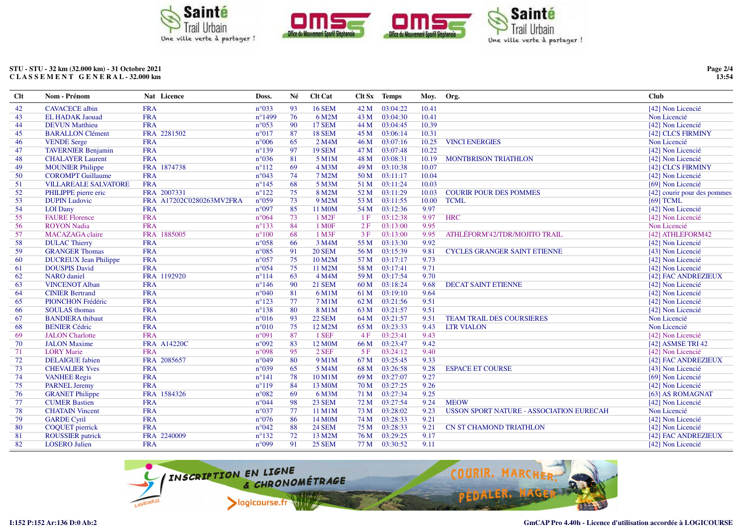**STU - STU - 32 km (32.000 km) - 31 Octobre 2021**
**C L A S S E M E N T   G E N E R A L - 32.000 km**

| Clt | Nom - Prénom | Nat | Licence | Doss. | Né | Clt Cat | Clt Sx | Temps | Moy. | Org. | Club |
|---|---|---|---|---|---|---|---|---|---|---|---|
| 42 | CAVACECE albin | FRA | | n°033 | 93 | 16 SEM | 42 M | 03:04:22 | 10.41 | | [42] Non Licencié |
| 43 | EL HADAK Jaouad | FRA | | n°1499 | 76 | 6 M2M | 43 M | 03:04:30 | 10.41 | | Non Licencié |
| 44 | DEVUN Matthieu | FRA | | n°053 | 90 | 17 SEM | 44 M | 03:04:45 | 10.39 | | [42] Non Licencié |
| 45 | BARALLON Clément | FRA | 2281502 | n°017 | 87 | 18 SEM | 45 M | 03:06:14 | 10.31 | | [42] CLCS FIRMINY |
| 46 | VENDE Serge | FRA | | n°006 | 65 | 2 M4M | 46 M | 03:07:16 | 10.25 | VINCI ENERGIES | Non Licencié |
| 47 | TAVERNIER Benjamin | FRA | | n°139 | 97 | 19 SEM | 47 M | 03:07:48 | 10.22 | | [42] Non Licencié |
| 48 | CHALAYER Laurent | FRA | | n°036 | 81 | 5 M1M | 48 M | 03:08:31 | 10.19 | MONTBRISON TRIATHLON | [42] Non Licencié |
| 49 | MOUNIER Philippe | FRA | 1874738 | n°112 | 69 | 4 M3M | 49 M | 03:10:38 | 10.07 | | [42] CLCS FIRMINY |
| 50 | COROMPT Guillaume | FRA | | n°043 | 74 | 7 M2M | 50 M | 03:11:17 | 10.04 | | [42] Non Licencié |
| 51 | VILLAREALE SALVATORE | FRA | | n°145 | 68 | 5 M3M | 51 M | 03:11:24 | 10.03 | | [69] Non Licencié |
| 52 | PHILIPPE pierre eric | FRA | 2007331 | n°122 | 75 | 8 M2M | 52 M | 03:11:29 | 10.03 | COURIR POUR DES POMMES | [42] courir pour des pommes |
| 53 | DUPIN Ludovic | FRA | A17202C0280263MV2FRA | n°059 | 73 | 9 M2M | 53 M | 03:11:55 | 10.00 | TCML | [69] TCML |
| 54 | LOI Dany | FRA | | n°097 | 85 | 11 M0M | 54 M | 03:12:36 | 9.97 | | [42] Non Licencié |
| 55 | FAURE Florence | FRA | | n°064 | 73 | 1 M2F | 1 F | 03:12:38 | 9.97 | HRC | [42] Non Licencié |
| 56 | ROYON Nadia | FRA | | n°133 | 84 | 1 M0F | 2 F | 03:13:00 | 9.95 | | Non Licencié |
| 57 | MACAZAGA claire | FRA | 1885005 | n°100 | 68 | 1 M3F | 3 F | 03:13:00 | 9.95 | ATHLÉFORM'42/TDR/MOJITO TRAIL | [42] ATHLEFORM42 |
| 58 | DULAC Thierry | FRA | | n°058 | 66 | 3 M4M | 55 M | 03:13:30 | 9.92 | | [42] Non Licencié |
| 59 | GRANGER Thomas | FRA | | n°085 | 91 | 20 SEM | 56 M | 03:15:39 | 9.81 | CYCLES GRANGER SAINT ETIENNE | [43] Non Licencié |
| 60 | DUCREUX Jean Philippe | FRA | | n°057 | 75 | 10 M2M | 57 M | 03:17:17 | 9.73 | | [42] Non Licencié |
| 61 | DOUSPIS David | FRA | | n°054 | 75 | 11 M2M | 58 M | 03:17:41 | 9.71 | | [42] Non Licencié |
| 62 | NARO daniel | FRA | 1192920 | n°114 | 63 | 4 M4M | 59 M | 03:17:54 | 9.70 | | [42] FAC ANDREZIEUX |
| 63 | VINCENOT Alban | FRA | | n°146 | 90 | 21 SEM | 60 M | 03:18:24 | 9.68 | DECAT SAINT ETIENNE | [42] Non Licencié |
| 64 | CINIER Bertrand | FRA | | n°040 | 81 | 6 M1M | 61 M | 03:19:10 | 9.64 | | [42] Non Licencié |
| 65 | PIONCHON Frédéric | FRA | | n°123 | 77 | 7 M1M | 62 M | 03:21:56 | 9.51 | | [42] Non Licencié |
| 66 | SOULAS thomas | FRA | | n°138 | 80 | 8 M1M | 63 M | 03:21:57 | 9.51 | | [42] Non Licencié |
| 67 | BANDIERA thibaut | FRA | | n°016 | 93 | 22 SEM | 64 M | 03:21:57 | 9.51 | TEAM TRAIL DES COURSIERES | Non Licencié |
| 68 | BENIER Cédric | FRA | | n°010 | 75 | 12 M2M | 65 M | 03:23:33 | 9.43 | LTR VIALON | Non Licencié |
| 69 | JALON Charlotte | FRA | | n°091 | 87 | 1 SEF | 4 F | 03:23:41 | 9.43 | | [42] Non Licencié |
| 70 | JALON Maxime | FRA | A14220C | n°092 | 83 | 12 M0M | 66 M | 03:23:47 | 9.42 | | [42] ASMSE TRI 42 |
| 71 | LORY Marie | FRA | | n°098 | 95 | 2 SEF | 5 F | 03:24:12 | 9.40 | | [42] Non Licencié |
| 72 | DELAIGUE fabien | FRA | 2085657 | n°049 | 80 | 9 M1M | 67 M | 03:25:45 | 9.33 | | [42] FAC ANDREZIEUX |
| 73 | CHEVALIER Yves | FRA | | n°039 | 65 | 5 M4M | 68 M | 03:26:58 | 9.28 | ESPACE ET COURSE | [43] Non Licencié |
| 74 | VANHEE Regis | FRA | | n°141 | 78 | 10 M1M | 69 M | 03:27:07 | 9.27 | | [69] Non Licencié |
| 75 | PARNEL Jeremy | FRA | | n°119 | 84 | 13 M0M | 70 M | 03:27:25 | 9.26 | | [42] Non Licencié |
| 76 | GRANET Philippe | FRA | 1584326 | n°082 | 69 | 6 M3M | 71 M | 03:27:34 | 9.25 | | [63] AS ROMAGNAT |
| 77 | CUMER Bastien | FRA | | n°044 | 98 | 23 SEM | 72 M | 03:27:54 | 9.24 | MEOW | [42] Non Licencié |
| 78 | CHATAIN Vincent | FRA | | n°037 | 77 | 11 M1M | 73 M | 03:28:02 | 9.23 | USSON SPORT NATURE - ASSOCIATION EURECAH | Non Licencié |
| 79 | GARDE Cyril | FRA | | n°076 | 86 | 14 M0M | 74 M | 03:28:33 | 9.21 | | [42] Non Licencié |
| 80 | COQUET pierrick | FRA | | n°042 | 88 | 24 SEM | 75 M | 03:28:33 | 9.21 | CN ST CHAMOND TRIATHLON | [42] Non Licencié |
| 81 | ROUSSIER patrick | FRA | 2240009 | n°132 | 72 | 13 M2M | 76 M | 03:29:25 | 9.17 | | [42] FAC ANDREZIEUX |
| 82 | LOSERO Julien | FRA | | n°099 | 91 | 25 SEM | 77 M | 03:30:52 | 9.11 | | [42] Non Licencié |

I:152 P:152 Ar:136 D:0 Ab:2

GmCAP Pro 4.40h - Licence d'utilisation accordée à LOGICOURSE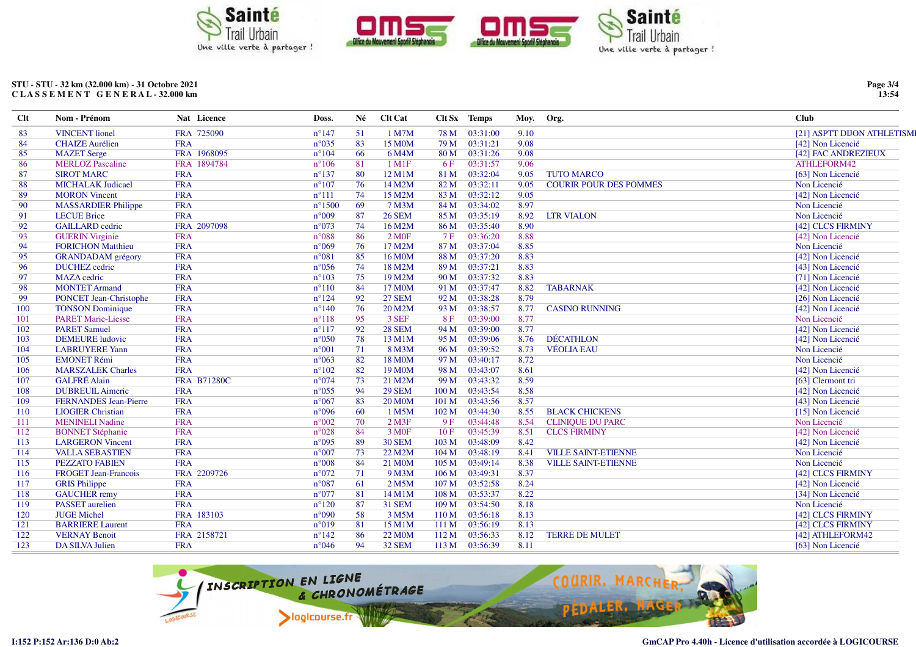STU - STU - 32 km (32.000 km) - 31 Octobre 2021
CLASSEMENT GENERAL - 32.000 km

| Clt | Nom - Prénom | Nat | Licence | Doss. | Né | Clt Cat | Clt Sx | Temps | Moy. | Org. | Club |
|---|---|---|---|---|---|---|---|---|---|---|---|
| 83 | VINCENT lionel | FRA | 725090 | n°147 | 51 | 1 M7M | 78 M | 03:31:00 | 9.10 | | [21] ASPTT DIJON ATHLETISME |
| 84 | CHAIZE Aurélien | FRA | | n°035 | 83 | 15 M0M | 79 M | 03:31:21 | 9.08 | | [42] Non Licencié |
| 85 | MAZET Serge | FRA | 1968095 | n°104 | 66 | 6 M4M | 80 M | 03:31:26 | 9.08 | | [42] FAC ANDREZIEUX |
| 86 | MERLOZ Pascaline | FRA | 1894784 | n°106 | 81 | 1 M1F | 6 F | 03:31:57 | 9.06 | | ATHLEFORM42 |
| 87 | SIROT MARC | FRA | | n°137 | 80 | 12 M1M | 81 M | 03:32:04 | 9.05 | TUTO MARCO | [63] Non Licencié |
| 88 | MICHALAK Judicael | FRA | | n°107 | 76 | 14 M2M | 82 M | 03:32:11 | 9.05 | COURIR POUR DES POMMES | Non Licencié |
| 89 | MORON Vincent | FRA | | n°111 | 74 | 15 M2M | 83 M | 03:32:12 | 9.05 | | [42] Non Licencié |
| 90 | MASSARDIER Philippe | FRA | | n°1500 | 69 | 7 M3M | 84 M | 03:34:02 | 8.97 | | Non Licencié |
| 91 | LECUE Brice | FRA | | n°009 | 87 | 26 SEM | 85 M | 03:35:19 | 8.92 | LTR VIALON | Non Licencié |
| 92 | GAILLARD cedric | FRA | 2097098 | n°073 | 74 | 16 M2M | 86 M | 03:35:40 | 8.90 | | [42] CLCS FIRMINY |
| 93 | GUERIN Virginie | FRA | | n°088 | 86 | 2 M0F | 7 F | 03:36:20 | 8.88 | | [42] Non Licencié |
| 94 | FORICHON Matthieu | FRA | | n°069 | 76 | 17 M2M | 87 M | 03:37:04 | 8.85 | | Non Licencié |
| 95 | GRANDADAM grégory | FRA | | n°081 | 85 | 16 M0M | 88 M | 03:37:20 | 8.83 | | [42] Non Licencié |
| 96 | DUCHEZ cedric | FRA | | n°056 | 74 | 18 M2M | 89 M | 03:37:21 | 8.83 | | [43] Non Licencié |
| 97 | MAZA cedric | FRA | | n°103 | 75 | 19 M2M | 90 M | 03:37:32 | 8.83 | | [71] Non Licencié |
| 98 | MONTET Armand | FRA | | n°110 | 84 | 17 M0M | 91 M | 03:37:47 | 8.82 | TABARNAK | [42] Non Licencié |
| 99 | PONCET Jean-Christophe | FRA | | n°124 | 92 | 27 SEM | 92 M | 03:38:28 | 8.79 | | [26] Non Licencié |
| 100 | TONSON Dominique | FRA | | n°140 | 76 | 20 M2M | 93 M | 03:38:57 | 8.77 | CASINO RUNNING | [42] Non Licencié |
| 101 | PARET Marie-Liesse | FRA | | n°118 | 95 | 3 SEF | 8 F | 03:39:00 | 8.77 | | Non Licencié |
| 102 | PARET Samuel | FRA | | n°117 | 92 | 28 SEM | 94 M | 03:39:00 | 8.77 | | [42] Non Licencié |
| 103 | DEMEURE ludovic | FRA | | n°050 | 78 | 13 M1M | 95 M | 03:39:06 | 8.76 | DÉCATHLON | [42] Non Licencié |
| 104 | LABRUYERE Yann | FRA | | n°001 | 71 | 8 M3M | 96 M | 03:39:52 | 8.73 | VÉOLIA EAU | Non Licencié |
| 105 | EMONET Rémi | FRA | | n°063 | 82 | 18 M0M | 97 M | 03:40:17 | 8.72 | | Non Licencié |
| 106 | MARSZALEK Charles | FRA | | n°102 | 82 | 19 M0M | 98 M | 03:43:07 | 8.61 | | [42] Non Licencié |
| 107 | GALFRÉ Alain | FRA | B71280C | n°074 | 73 | 21 M2M | 99 M | 03:43:32 | 8.59 | | [63] Clermont tri |
| 108 | DUBREUIL Aimeric | FRA | | n°055 | 94 | 29 SEM | 100 M | 03:43:54 | 8.58 | | [42] Non Licencié |
| 109 | FERNANDES Jean-Pierre | FRA | | n°067 | 83 | 20 M0M | 101 M | 03:43:56 | 8.57 | | [43] Non Licencié |
| 110 | LIOGIER Christian | FRA | | n°096 | 60 | 1 M5M | 102 M | 03:44:30 | 8.55 | BLACK CHICKENS | [15] Non Licencié |
| 111 | MENINELI Nadine | FRA | | n°002 | 70 | 2 M3F | 9 F | 03:44:48 | 8.54 | CLINIQUE DU PARC | Non Licencié |
| 112 | BONNET Stéphanie | FRA | | n°028 | 84 | 3 M0F | 10 F | 03:45:39 | 8.51 | CLCS FIRMINY | [42] Non Licencié |
| 113 | LARGERON Vincent | FRA | | n°095 | 89 | 30 SEM | 103 M | 03:48:09 | 8.42 | | [42] Non Licencié |
| 114 | VALLA SEBASTIEN | FRA | | n°007 | 73 | 22 M2M | 104 M | 03:48:19 | 8.41 | VILLE SAINT-ETIENNE | Non Licencié |
| 115 | PEZZATO FABIEN | FRA | | n°008 | 84 | 21 M0M | 105 M | 03:49:14 | 8.38 | VILLE SAINT-ETIENNE | Non Licencié |
| 116 | FROGET Jean-Francois | FRA | 2209726 | n°072 | 71 | 9 M3M | 106 M | 03:49:31 | 8.37 | | [42] CLCS FIRMINY |
| 117 | GRIS Philippe | FRA | | n°087 | 61 | 2 M5M | 107 M | 03:52:58 | 8.24 | | [42] Non Licencié |
| 118 | GAUCHER remy | FRA | | n°077 | 81 | 14 M1M | 108 M | 03:53:37 | 8.22 | | [34] Non Licencié |
| 119 | PASSET aurelien | FRA | | n°120 | 87 | 31 SEM | 109 M | 03:54:50 | 8.18 | | Non Licencié |
| 120 | JUGE Michel | FRA | 183103 | n°090 | 58 | 3 M5M | 110 M | 03:56:18 | 8.13 | | [42] CLCS FIRMINY |
| 121 | BARRIERE Laurent | FRA | | n°019 | 81 | 15 M1M | 111 M | 03:56:19 | 8.13 | | [42] CLCS FIRMINY |
| 122 | VERNAY Benoit | FRA | 2158721 | n°142 | 86 | 22 M0M | 112 M | 03:56:33 | 8.12 | TERRE DE MULET | [42] ATHLEFORM42 |
| 123 | DA SILVA Julien | FRA | | n°046 | 94 | 32 SEM | 113 M | 03:56:39 | 8.11 | | [63] Non Licencié |

I:152 P:152 Ar:136 D:0 Ab:2

GmCAP Pro 4.40h - Licence d'utilisation accordée à LOGICOURSE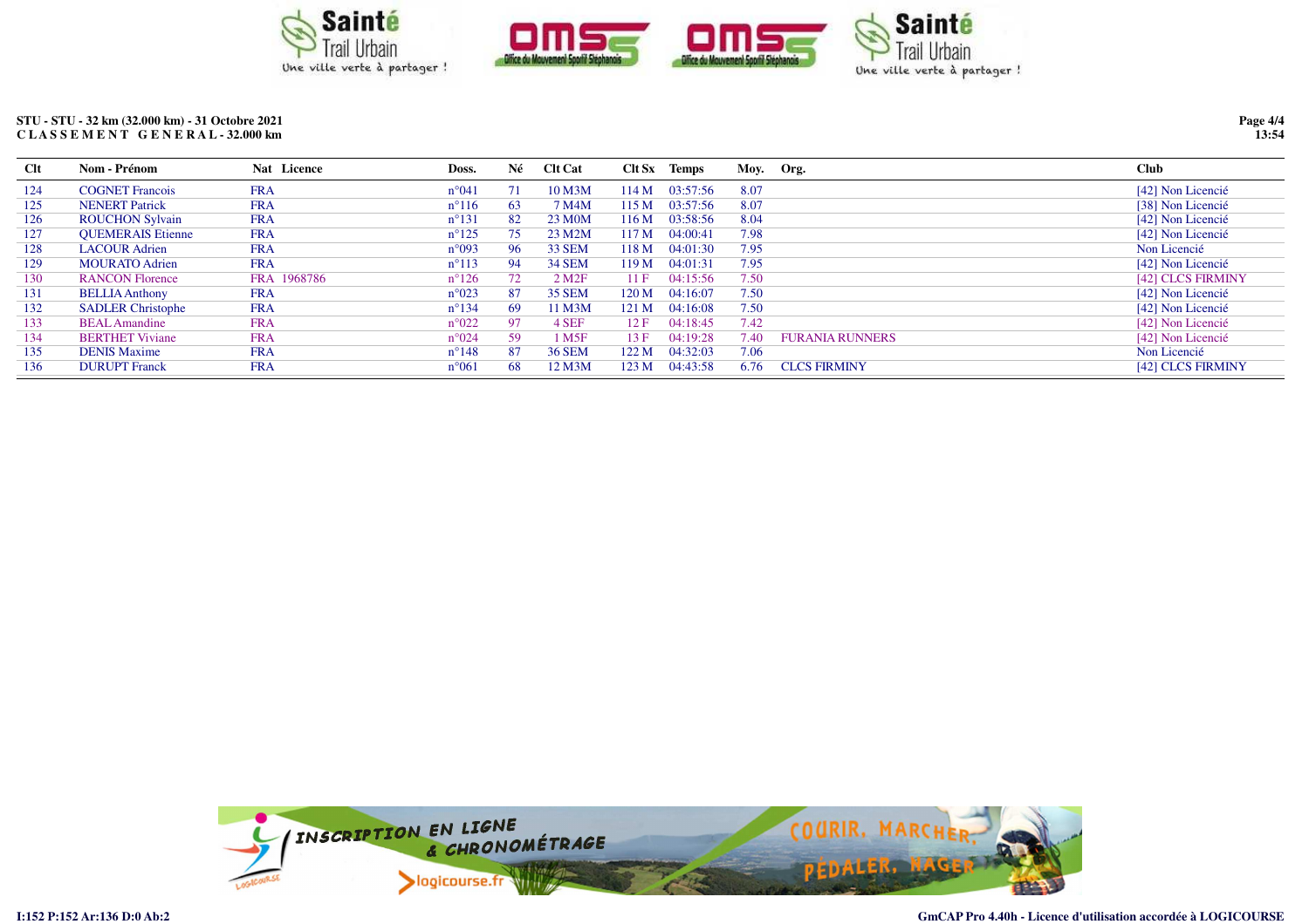**STU - STU - 32 km (32.000 km) - 31 Octobre 2021**
**CLASSEMENT GENERAL - 32.000 km**

| Clt | Nom - Prénom | Nat | Licence | Doss. | Né | Clt Cat | Clt Sx | Temps | Moy. | Org. | Club |
|---|---|---|---|---|---|---|---|---|---|---|---|
| 124 | COGNET Francois | FRA | | n°041 | 71 | 10 M3M | 114 M | 03:57:56 | 8.07 | | [42] Non Licencié |
| 125 | NENERT Patrick | FRA | | n°116 | 63 | 7 M4M | 115 M | 03:57:56 | 8.07 | | [38] Non Licencié |
| 126 | ROUCHON Sylvain | FRA | | n°131 | 82 | 23 M0M | 116 M | 03:58:56 | 8.04 | | [42] Non Licencié |
| 127 | QUEMERAIS Etienne | FRA | | n°125 | 75 | 23 M2M | 117 M | 04:00:41 | 7.98 | | [42] Non Licencié |
| 128 | LACOUR Adrien | FRA | | n°093 | 96 | 33 SEM | 118 M | 04:01:30 | 7.95 | | Non Licencié |
| 129 | MOURATO Adrien | FRA | | n°113 | 94 | 34 SEM | 119 M | 04:01:31 | 7.95 | | [42] Non Licencié |
| 130 | RANCON Florence | FRA | 1968786 | n°126 | 72 | 2 M2F | 11 F | 04:15:56 | 7.50 | | [42] CLCS FIRMINY |
| 131 | BELLIA Anthony | FRA | | n°023 | 87 | 35 SEM | 120 M | 04:16:07 | 7.50 | | [42] Non Licencié |
| 132 | SADLER Christophe | FRA | | n°134 | 69 | 11 M3M | 121 M | 04:16:08 | 7.50 | | [42] Non Licencié |
| 133 | BEAL Amandine | FRA | | n°022 | 97 | 4 SEF | 12 F | 04:18:45 | 7.42 | | [42] Non Licencié |
| 134 | BERTHET Viviane | FRA | | n°024 | 59 | 1 M5F | 13 F | 04:19:28 | 7.40 | FURANIA RUNNERS | [42] Non Licencié |
| 135 | DENIS Maxime | FRA | | n°148 | 87 | 36 SEM | 122 M | 04:32:03 | 7.06 | | Non Licencié |
| 136 | DURUPT Franck | FRA | | n°061 | 68 | 12 M3M | 123 M | 04:43:58 | 6.76 | CLCS FIRMINY | [42] CLCS FIRMINY |

I:152 P:152 Ar:136 D:0 Ab:2

GmCAP Pro 4.40h - Licence d'utilisation accordée à LOGICOURSE